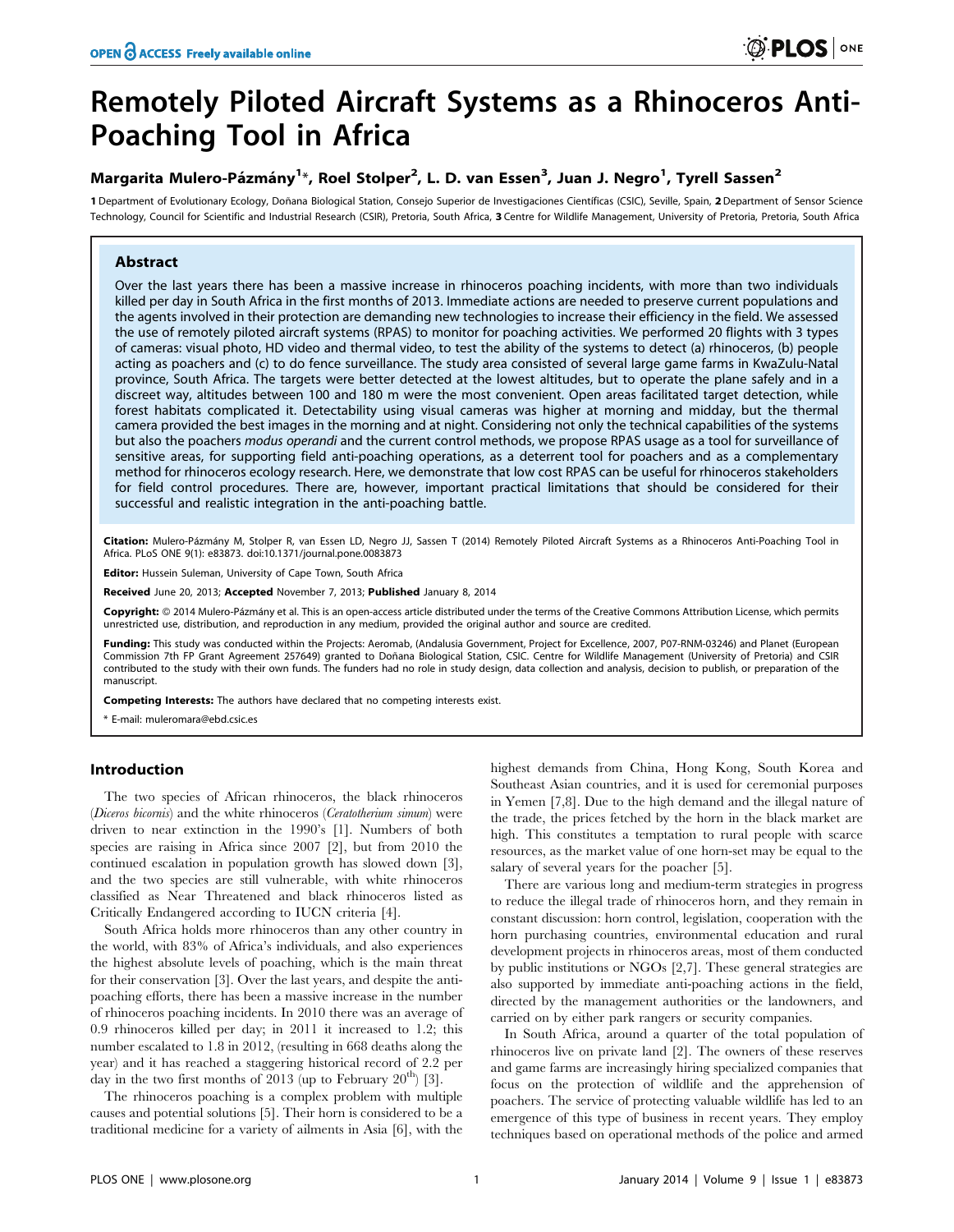# Remotely Piloted Aircraft Systems as a Rhinoceros Anti-Poaching Tool in Africa

**Margarita Mulero-Pázmány[1]*, Roel Stolper[2], L. D. van Essen[3], Juan J. Negro[1], Tyrell Sassen[2]**

1 Department of Evolutionary Ecology, Doñana Biological Station, Consejo Superior de Investigaciones Científicas (CSIC), Seville, Spain, 2 Department of Sensor Science Technology, Council for Scientific and Industrial Research (CSIR), Pretoria, South Africa, 3 Centre for Wildlife Management, University of Pretoria, Pretoria, South Africa

## Abstract

Over the last years there has been a massive increase in rhinoceros poaching incidents, with more than two individuals killed per day in South Africa in the first months of 2013. Immediate actions are needed to preserve current populations and the agents involved in their protection are demanding new technologies to increase their efficiency in the field. We assessed the use of remotely piloted aircraft systems (RPAS) to monitor for poaching activities. We performed 20 flights with 3 types of cameras: visual photo, HD video and thermal video, to test the ability of the systems to detect (a) rhinoceros, (b) people acting as poachers and (c) to do fence surveillance. The study area consisted of several large game farms in KwaZulu-Natal province, South Africa. The targets were better detected at the lowest altitudes, but to operate the plane safely and in a discreet way, altitudes between 100 and 180 m were the most convenient. Open areas facilitated target detection, while forest habitats complicated it. Detectability using visual cameras was higher at morning and midday, but the thermal camera provided the best images in the morning and at night. Considering not only the technical capabilities of the systems but also the poachers *modus operandi* and the current control methods, we propose RPAS usage as a tool for surveillance of sensitive areas, for supporting field anti-poaching operations, as a deterrent tool for poachers and as a complementary method for rhinoceros ecology research. Here, we demonstrate that low cost RPAS can be useful for rhinoceros stakeholders for field control procedures. There are, however, important practical limitations that should be considered for their successful and realistic integration in the anti-poaching battle.

**Citation:** Mulero-Pázmány M, Stolper R, van Essen LD, Negro JJ, Sassen T (2014) Remotely Piloted Aircraft Systems as a Rhinoceros Anti-Poaching Tool in Africa. PLoS ONE 9(1): e83873. doi:10.1371/journal.pone.0083873

**Editor:** Hussein Suleman, University of Cape Town, South Africa

**Received** June 20, 2013; **Accepted** November 7, 2013; **Published** January 8, 2014

**Copyright:** © 2014 Mulero-Pázmány et al. This is an open-access article distributed under the terms of the Creative Commons Attribution License, which permits unrestricted use, distribution, and reproduction in any medium, provided the original author and source are credited.

**Funding:** This study was conducted within the Projects: Aeromab, (Andalusia Government, Project for Excellence, 2007, P07-RNM-03246) and Planet (European Commission 7th FP Grant Agreement 257649) granted to Doñana Biological Station, CSIC. Centre for Wildlife Management (University of Pretoria) and CSIR contributed to the study with their own funds. The funders had no role in study design, data collection and analysis, decision to publish, or preparation of the manuscript.

**Competing Interests:** The authors have declared that no competing interests exist.

\* E-mail: muleromara@ebd.csic.es

## Introduction

The two species of African rhinoceros, the black rhinoceros (*Diceros bicornis*) and the white rhinoceros (*Ceratotherium simum*) were driven to near extinction in the 1990's [1]. Numbers of both species are raising in Africa since 2007 [2], but from 2010 the continued escalation in population growth has slowed down [3], and the two species are still vulnerable, with white rhinoceros classified as Near Threatened and black rhinoceros listed as Critically Endangered according to IUCN criteria [4].

South Africa holds more rhinoceros than any other country in the world, with 83% of Africa's individuals, and also experiences the highest absolute levels of poaching, which is the main threat for their conservation [3]. Over the last years, and despite the anti-poaching efforts, there has been a massive increase in the number of rhinoceros poaching incidents. In 2010 there was an average of 0.9 rhinoceros killed per day; in 2011 it increased to 1.2; this number escalated to 1.8 in 2012, (resulting in 668 deaths along the year) and it has reached a staggering historical record of 2.2 per day in the two first months of 2013 (up to February 20th) [3].

The rhinoceros poaching is a complex problem with multiple causes and potential solutions [5]. Their horn is considered to be a traditional medicine for a variety of ailments in Asia [6], with the highest demands from China, Hong Kong, South Korea and Southeast Asian countries, and it is used for ceremonial purposes in Yemen [7,8]. Due to the high demand and the illegal nature of the trade, the prices fetched by the horn in the black market are high. This constitutes a temptation to rural people with scarce resources, as the market value of one horn-set may be equal to the salary of several years for the poacher [5].

There are various long and medium-term strategies in progress to reduce the illegal trade of rhinoceros horn, and they remain in constant discussion: horn control, legislation, cooperation with the horn purchasing countries, environmental education and rural development projects in rhinoceros areas, most of them conducted by public institutions or NGOs [2,7]. These general strategies are also supported by immediate anti-poaching actions in the field, directed by the management authorities or the landowners, and carried on by either park rangers or security companies.

In South Africa, around a quarter of the total population of rhinoceros live on private land [2]. The owners of these reserves and game farms are increasingly hiring specialized companies that focus on the protection of wildlife and the apprehension of poachers. The service of protecting valuable wildlife has led to an emergence of this type of business in recent years. They employ techniques based on operational methods of the police and armed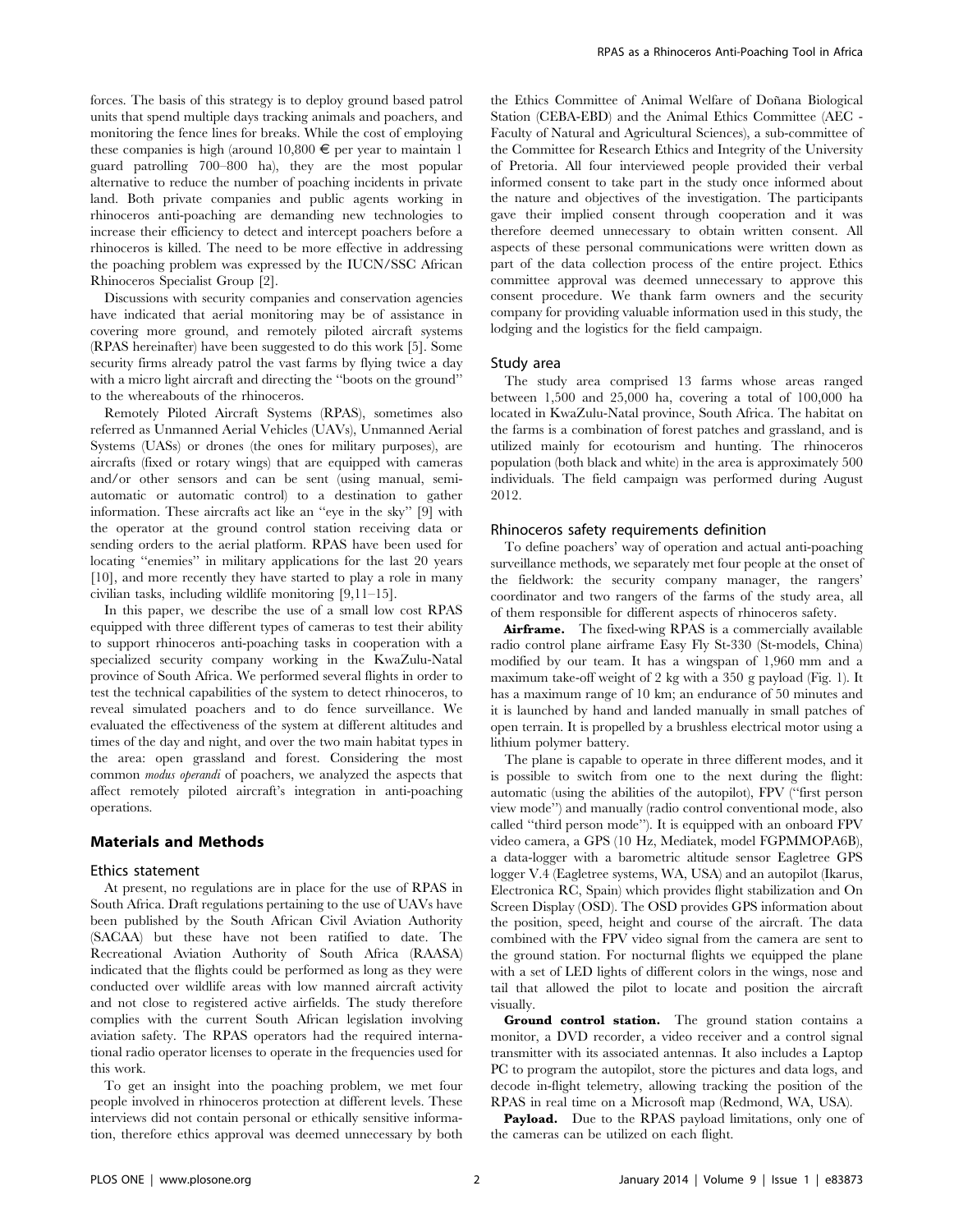forces. The basis of this strategy is to deploy ground based patrol units that spend multiple days tracking animals and poachers, and monitoring the fence lines for breaks. While the cost of employing these companies is high (around 10,800 € per year to maintain 1 guard patrolling 700–800 ha), they are the most popular alternative to reduce the number of poaching incidents in private land. Both private companies and public agents working in rhinoceros anti-poaching are demanding new technologies to increase their efficiency to detect and intercept poachers before a rhinoceros is killed. The need to be more effective in addressing the poaching problem was expressed by the IUCN/SSC African Rhinoceros Specialist Group [2].

Discussions with security companies and conservation agencies have indicated that aerial monitoring may be of assistance in covering more ground, and remotely piloted aircraft systems (RPAS hereinafter) have been suggested to do this work [5]. Some security firms already patrol the vast farms by flying twice a day with a micro light aircraft and directing the "boots on the ground" to the whereabouts of the rhinoceros.

Remotely Piloted Aircraft Systems (RPAS), sometimes also referred as Unmanned Aerial Vehicles (UAVs), Unmanned Aerial Systems (UASs) or drones (the ones for military purposes), are aircrafts (fixed or rotary wings) that are equipped with cameras and/or other sensors and can be sent (using manual, semi-automatic or automatic control) to a destination to gather information. These aircrafts act like an "eye in the sky" [9] with the operator at the ground control station receiving data or sending orders to the aerial platform. RPAS have been used for locating "enemies" in military applications for the last 20 years [10], and more recently they have started to play a role in many civilian tasks, including wildlife monitoring [9,11–15].

In this paper, we describe the use of a small low cost RPAS equipped with three different types of cameras to test their ability to support rhinoceros anti-poaching tasks in cooperation with a specialized security company working in the KwaZulu-Natal province of South Africa. We performed several flights in order to test the technical capabilities of the system to detect rhinoceros, to reveal simulated poachers and to do fence surveillance. We evaluated the effectiveness of the system at different altitudes and times of the day and night, and over the two main habitat types in the area: open grassland and forest. Considering the most common *modus operandi* of poachers, we analyzed the aspects that affect remotely piloted aircraft's integration in anti-poaching operations.

## Materials and Methods

### Ethics statement

At present, no regulations are in place for the use of RPAS in South Africa. Draft regulations pertaining to the use of UAVs have been published by the South African Civil Aviation Authority (SACAA) but these have not been ratified to date. The Recreational Aviation Authority of South Africa (RAASA) indicated that the flights could be performed as long as they were conducted over wildlife areas with low manned aircraft activity and not close to registered active airfields. The study therefore complies with the current South African legislation involving aviation safety. The RPAS operators had the required international radio operator licenses to operate in the frequencies used for this work.

To get an insight into the poaching problem, we met four people involved in rhinoceros protection at different levels. These interviews did not contain personal or ethically sensitive information, therefore ethics approval was deemed unnecessary by both the Ethics Committee of Animal Welfare of Doñana Biological Station (CEBA-EBD) and the Animal Ethics Committee (AEC - Faculty of Natural and Agricultural Sciences), a sub-committee of the Committee for Research Ethics and Integrity of the University of Pretoria. All four interviewed people provided their verbal informed consent to take part in the study once informed about the nature and objectives of the investigation. The participants gave their implied consent through cooperation and it was therefore deemed unnecessary to obtain written consent. All aspects of these personal communications were written down as part of the data collection process of the entire project. Ethics committee approval was deemed unnecessary to approve this consent procedure. We thank farm owners and the security company for providing valuable information used in this study, the lodging and the logistics for the field campaign.

### Study area

The study area comprised 13 farms whose areas ranged between 1,500 and 25,000 ha, covering a total of 100,000 ha located in KwaZulu-Natal province, South Africa. The habitat on the farms is a combination of forest patches and grassland, and is utilized mainly for ecotourism and hunting. The rhinoceros population (both black and white) in the area is approximately 500 individuals. The field campaign was performed during August 2012.

### Rhinoceros safety requirements definition

To define poachers' way of operation and actual anti-poaching surveillance methods, we separately met four people at the onset of the fieldwork: the security company manager, the rangers' coordinator and two rangers of the farms of the study area, all of them responsible for different aspects of rhinoceros safety.

**Airframe.** The fixed-wing RPAS is a commercially available radio control plane airframe Easy Fly St-330 (St-models, China) modified by our team. It has a wingspan of 1,960 mm and a maximum take-off weight of 2 kg with a 350 g payload (Fig. 1). It has a maximum range of 10 km; an endurance of 50 minutes and it is launched by hand and landed manually in small patches of open terrain. It is propelled by a brushless electrical motor using a lithium polymer battery.

The plane is capable to operate in three different modes, and it is possible to switch from one to the next during the flight: automatic (using the abilities of the autopilot), FPV ("first person view mode") and manually (radio control conventional mode, also called "third person mode"). It is equipped with an onboard FPV video camera, a GPS (10 Hz, Mediatek, model FGPMMOPA6B), a data-logger with a barometric altitude sensor Eagletree GPS logger V.4 (Eagletree systems, WA, USA) and an autopilot (Ikarus, Electronica RC, Spain) which provides flight stabilization and On Screen Display (OSD). The OSD provides GPS information about the position, speed, height and course of the aircraft. The data combined with the FPV video signal from the camera are sent to the ground station. For nocturnal flights we equipped the plane with a set of LED lights of different colors in the wings, nose and tail that allowed the pilot to locate and position the aircraft visually.

**Ground control station.** The ground station contains a monitor, a DVD recorder, a video receiver and a control signal transmitter with its associated antennas. It also includes a Laptop PC to program the autopilot, store the pictures and data logs, and decode in-flight telemetry, allowing tracking the position of the RPAS in real time on a Microsoft map (Redmond, WA, USA).

**Payload.** Due to the RPAS payload limitations, only one of the cameras can be utilized on each flight.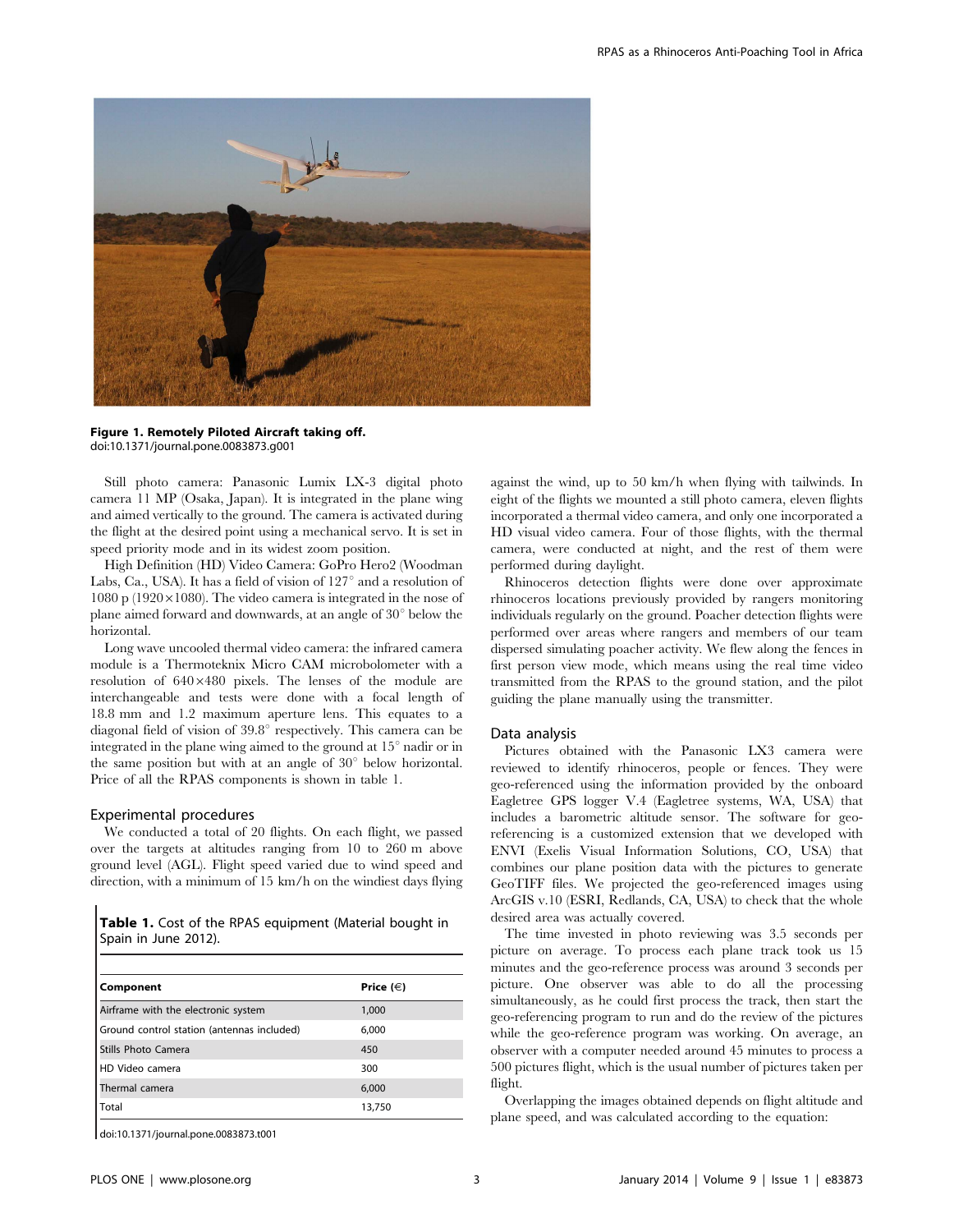**Figure 1. Remotely Piloted Aircraft taking off.**
doi:10.1371/journal.pone.0083873.g001

Still photo camera: Panasonic Lumix LX-3 digital photo camera 11 MP (Osaka, Japan). It is integrated in the plane wing and aimed vertically to the ground. The camera is activated during the flight at the desired point using a mechanical servo. It is set in speed priority mode and in its widest zoom position.

High Definition (HD) Video Camera: GoPro Hero2 (Woodman Labs, Ca., USA). It has a field of vision of 127° and a resolution of 1080 p (1920×1080). The video camera is integrated in the nose of plane aimed forward and downwards, at an angle of 30° below the horizontal.

Long wave uncooled thermal video camera: the infrared camera module is a Thermoteknix Micro CAM microbolometer with a resolution of 640×480 pixels. The lenses of the module are interchangeable and tests were done with a focal length of 18.8 mm and 1.2 maximum aperture lens. This equates to a diagonal field of vision of 39.8° respectively. This camera can be integrated in the plane wing aimed to the ground at 15° nadir or in the same position but with at an angle of 30° below horizontal. Price of all the RPAS components is shown in table 1.

## Experimental procedures

We conducted a total of 20 flights. On each flight, we passed over the targets at altitudes ranging from 10 to 260 m above ground level (AGL). Flight speed varied due to wind speed and direction, with a minimum of 15 km/h on the windiest days flying against the wind, up to 50 km/h when flying with tailwinds. In eight of the flights we mounted a still photo camera, eleven flights incorporated a thermal video camera, and only one incorporated a HD visual video camera. Four of those flights, with the thermal camera, were conducted at night, and the rest of them were performed during daylight.

Rhinoceros detection flights were done over approximate rhinoceros locations previously provided by rangers monitoring individuals regularly on the ground. Poacher detection flights were performed over areas where rangers and members of our team dispersed simulating poacher activity. We flew along the fences in first person view mode, which means using the real time video transmitted from the RPAS to the ground station, and the pilot guiding the plane manually using the transmitter.

**Table 1.** Cost of the RPAS equipment (Material bought in Spain in June 2012).

| Component | Price (€) |
| --- | --- |
| Airframe with the electronic system | 1,000 |
| Ground control station (antennas included) | 6,000 |
| Stills Photo Camera | 450 |
| HD Video camera | 300 |
| Thermal camera | 6,000 |
| Total | 13,750 |

doi:10.1371/journal.pone.0083873.t001

## Data analysis

Pictures obtained with the Panasonic LX3 camera were reviewed to identify rhinoceros, people or fences. They were geo-referenced using the information provided by the onboard Eagletree GPS logger V.4 (Eagletree systems, WA, USA) that includes a barometric altitude sensor. The software for geo-referencing is a customized extension that we developed with ENVI (Exelis Visual Information Solutions, CO, USA) that combines our plane position data with the pictures to generate GeoTIFF files. We projected the geo-referenced images using ArcGIS v.10 (ESRI, Redlands, CA, USA) to check that the whole desired area was actually covered.

The time invested in photo reviewing was 3.5 seconds per picture on average. To process each plane track took us 15 minutes and the geo-reference process was around 3 seconds per picture. One observer was able to do all the processing simultaneously, as he could first process the track, then start the geo-referencing program to run and do the review of the pictures while the geo-reference program was working. On average, an observer with a computer needed around 45 minutes to process a 500 pictures flight, which is the usual number of pictures taken per flight.

Overlapping the images obtained depends on flight altitude and plane speed, and was calculated according to the equation: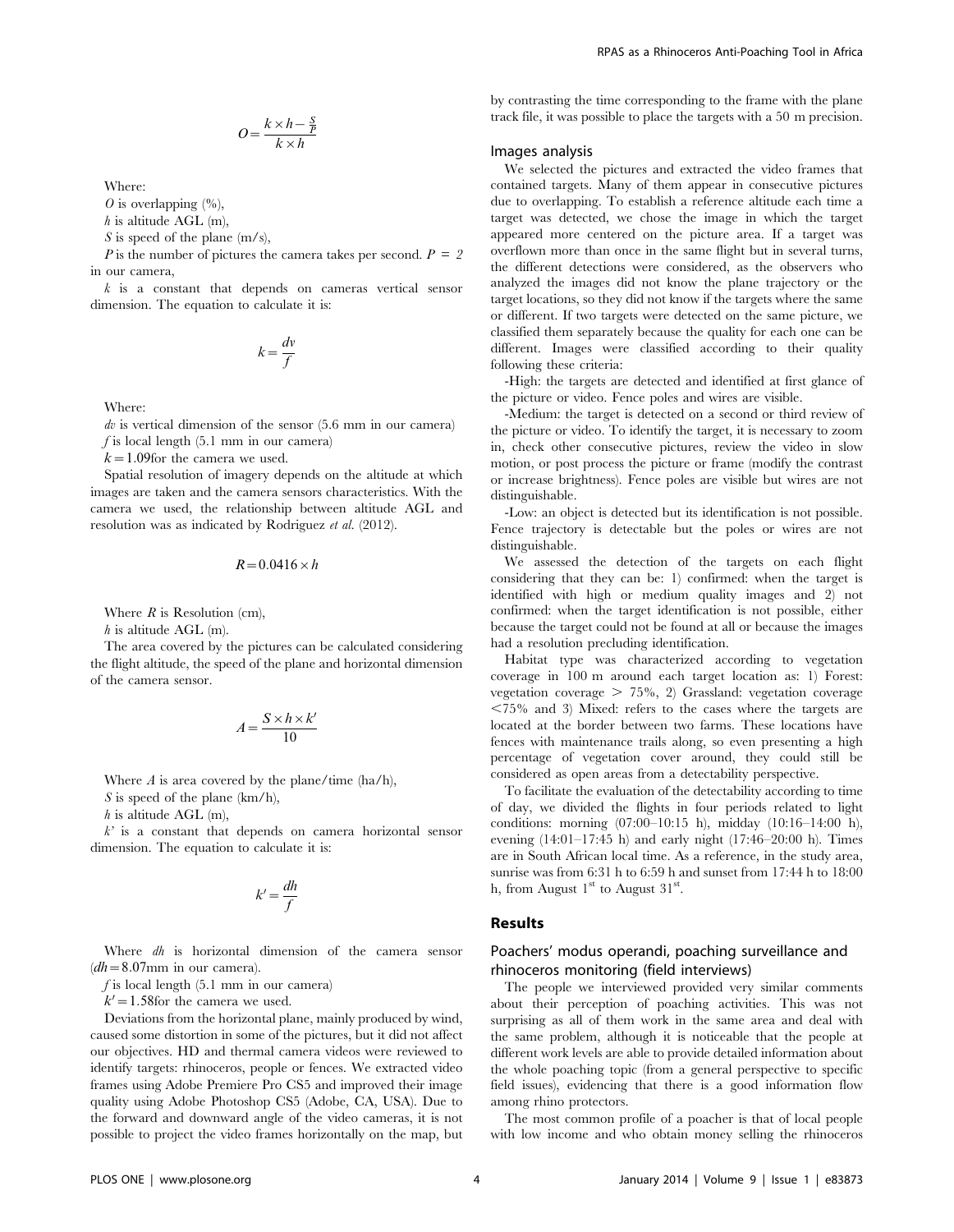$$O = \frac{k \times h - \frac{S}{P}}{k \times h}$$

Where:

$O$ is overlapping (%),

$h$ is altitude AGL (m),

$S$ is speed of the plane (m/s),

$P$ is the number of pictures the camera takes per second. $P = 2$ in our camera,

$k$ is a constant that depends on cameras vertical sensor dimension. The equation to calculate it is:

$$k = \frac{dv}{f}$$

Where:

$dv$ is vertical dimension of the sensor (5.6 mm in our camera)

$f$ is local length (5.1 mm in our camera)

$k = 1.09$for the camera we used.

Spatial resolution of imagery depends on the altitude at which images are taken and the camera sensors characteristics. With the camera we used, the relationship between altitude AGL and resolution was as indicated by Rodriguez *et al.* (2012).

$$R = 0.0416 \times h$$

Where $R$ is Resolution (cm),

$h$ is altitude AGL (m).

The area covered by the pictures can be calculated considering the flight altitude, the speed of the plane and horizontal dimension of the camera sensor.

$$A = \frac{S \times h \times k'}{10}$$

Where $A$ is area covered by the plane/time (ha/h),

$S$ is speed of the plane (km/h),

$h$ is altitude AGL (m),

$k'$ is a constant that depends on camera horizontal sensor dimension. The equation to calculate it is:

$$k' = \frac{dh}{f}$$

Where $dh$ is horizontal dimension of the camera sensor ($dh = 8.07$mm in our camera).

$f$ is local length (5.1 mm in our camera)

$k' = 1.58$for the camera we used.

Deviations from the horizontal plane, mainly produced by wind, caused some distortion in some of the pictures, but it did not affect our objectives. HD and thermal camera videos were reviewed to identify targets: rhinoceros, people or fences. We extracted video frames using Adobe Premiere Pro CS5 and improved their image quality using Adobe Photoshop CS5 (Adobe, CA, USA). Due to the forward and downward angle of the video cameras, it is not possible to project the video frames horizontally on the map, but by contrasting the time corresponding to the frame with the plane track file, it was possible to place the targets with a 50 m precision.

### Images analysis

We selected the pictures and extracted the video frames that contained targets. Many of them appear in consecutive pictures due to overlapping. To establish a reference altitude each time a target was detected, we chose the image in which the target appeared more centered on the picture area. If a target was overflown more than once in the same flight but in several turns, the different detections were considered, as the observers who analyzed the images did not know the plane trajectory or the target locations, so they did not know if the targets where the same or different. If two targets were detected on the same picture, we classified them separately because the quality for each one can be different. Images were classified according to their quality following these criteria:

-High: the targets are detected and identified at first glance of the picture or video. Fence poles and wires are visible.

-Medium: the target is detected on a second or third review of the picture or video. To identify the target, it is necessary to zoom in, check other consecutive pictures, review the video in slow motion, or post process the picture or frame (modify the contrast or increase brightness). Fence poles are visible but wires are not distinguishable.

-Low: an object is detected but its identification is not possible. Fence trajectory is detectable but the poles or wires are not distinguishable.

We assessed the detection of the targets on each flight considering that they can be: 1) confirmed: when the target is identified with high or medium quality images and 2) not confirmed: when the target identification is not possible, either because the target could not be found at all or because the images had a resolution precluding identification.

Habitat type was characterized according to vegetation coverage in 100 m around each target location as: 1) Forest: vegetation coverage > 75%, 2) Grassland: vegetation coverage <75% and 3) Mixed: refers to the cases where the targets are located at the border between two farms. These locations have fences with maintenance trails along, so even presenting a high percentage of vegetation cover around, they could still be considered as open areas from a detectability perspective.

To facilitate the evaluation of the detectability according to time of day, we divided the flights in four periods related to light conditions: morning (07:00–10:15 h), midday (10:16–14:00 h), evening (14:01–17:45 h) and early night (17:46–20:00 h). Times are in South African local time. As a reference, in the study area, sunrise was from 6:31 h to 6:59 h and sunset from 17:44 h to 18:00 h, from August 1st to August 31st.

## Results

### Poachers' modus operandi, poaching surveillance and rhinoceros monitoring (field interviews)

The people we interviewed provided very similar comments about their perception of poaching activities. This was not surprising as all of them work in the same area and deal with the same problem, although it is noticeable that the people at different work levels are able to provide detailed information about the whole poaching topic (from a general perspective to specific field issues), evidencing that there is a good information flow among rhino protectors.

The most common profile of a poacher is that of local people with low income and who obtain money selling the rhinoceros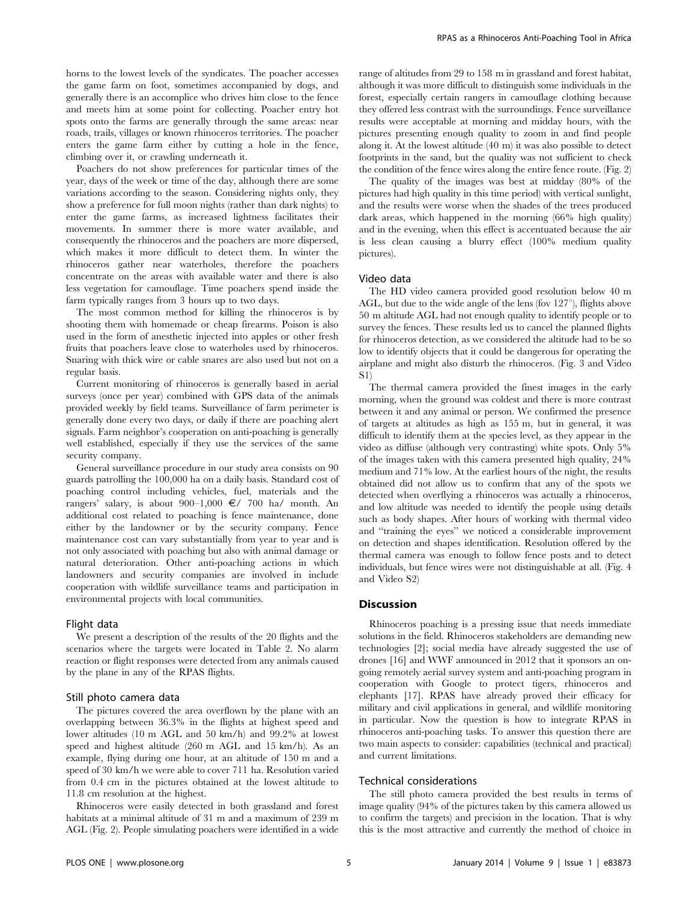horns to the lowest levels of the syndicates. The poacher accesses the game farm on foot, sometimes accompanied by dogs, and generally there is an accomplice who drives him close to the fence and meets him at some point for collecting. Poacher entry hot spots onto the farms are generally through the same areas: near roads, trails, villages or known rhinoceros territories. The poacher enters the game farm either by cutting a hole in the fence, climbing over it, or crawling underneath it.

Poachers do not show preferences for particular times of the year, days of the week or time of the day, although there are some variations according to the season. Considering nights only, they show a preference for full moon nights (rather than dark nights) to enter the game farms, as increased lightness facilitates their movements. In summer there is more water available, and consequently the rhinoceros and the poachers are more dispersed, which makes it more difficult to detect them. In winter the rhinoceros gather near waterholes, therefore the poachers concentrate on the areas with available water and there is also less vegetation for camouflage. Time poachers spend inside the farm typically ranges from 3 hours up to two days.

The most common method for killing the rhinoceros is by shooting them with homemade or cheap firearms. Poison is also used in the form of anesthetic injected into apples or other fresh fruits that poachers leave close to waterholes used by rhinoceros. Snaring with thick wire or cable snares are also used but not on a regular basis.

Current monitoring of rhinoceros is generally based in aerial surveys (once per year) combined with GPS data of the animals provided weekly by field teams. Surveillance of farm perimeter is generally done every two days, or daily if there are poaching alert signals. Farm neighbor's cooperation on anti-poaching is generally well established, especially if they use the services of the same security company.

General surveillance procedure in our study area consists on 90 guards patrolling the 100,000 ha on a daily basis. Standard cost of poaching control including vehicles, fuel, materials and the rangers' salary, is about 900–1,000 €/ 700 ha/ month. An additional cost related to poaching is fence maintenance, done either by the landowner or by the security company. Fence maintenance cost can vary substantially from year to year and is not only associated with poaching but also with animal damage or natural deterioration. Other anti-poaching actions in which landowners and security companies are involved in include cooperation with wildlife surveillance teams and participation in environmental projects with local communities.

### Flight data

We present a description of the results of the 20 flights and the scenarios where the targets were located in Table 2. No alarm reaction or flight responses were detected from any animals caused by the plane in any of the RPAS flights.

### Still photo camera data

The pictures covered the area overflown by the plane with an overlapping between 36.3% in the flights at highest speed and lower altitudes (10 m AGL and 50 km/h) and 99.2% at lowest speed and highest altitude (260 m AGL and 15 km/h). As an example, flying during one hour, at an altitude of 150 m and a speed of 30 km/h we were able to cover 711 ha. Resolution varied from 0.4 cm in the pictures obtained at the lowest altitude to 11.8 cm resolution at the highest.

Rhinoceros were easily detected in both grassland and forest habitats at a minimal altitude of 31 m and a maximum of 239 m AGL (Fig. 2). People simulating poachers were identified in a wide range of altitudes from 29 to 158 m in grassland and forest habitat, although it was more difficult to distinguish some individuals in the forest, especially certain rangers in camouflage clothing because they offered less contrast with the surroundings. Fence surveillance results were acceptable at morning and midday hours, with the pictures presenting enough quality to zoom in and find people along it. At the lowest altitude (40 m) it was also possible to detect footprints in the sand, but the quality was not sufficient to check the condition of the fence wires along the entire fence route. (Fig. 2)

The quality of the images was best at midday (80% of the pictures had high quality in this time period) with vertical sunlight, and the results were worse when the shades of the trees produced dark areas, which happened in the morning (66% high quality) and in the evening, when this effect is accentuated because the air is less clean causing a blurry effect (100% medium quality pictures).

### Video data

The HD video camera provided good resolution below 40 m AGL, but due to the wide angle of the lens (fov 127°), flights above 50 m altitude AGL had not enough quality to identify people or to survey the fences. These results led us to cancel the planned flights for rhinoceros detection, as we considered the altitude had to be so low to identify objects that it could be dangerous for operating the airplane and might also disturb the rhinoceros. (Fig. 3 and Video S1)

The thermal camera provided the finest images in the early morning, when the ground was coldest and there is more contrast between it and any animal or person. We confirmed the presence of targets at altitudes as high as 155 m, but in general, it was difficult to identify them at the species level, as they appear in the video as diffuse (although very contrasting) white spots. Only 5% of the images taken with this camera presented high quality, 24% medium and 71% low. At the earliest hours of the night, the results obtained did not allow us to confirm that any of the spots we detected when overflying a rhinoceros was actually a rhinoceros, and low altitude was needed to identify the people using details such as body shapes. After hours of working with thermal video and "training the eyes" we noticed a considerable improvement on detection and shapes identification. Resolution offered by the thermal camera was enough to follow fence posts and to detect individuals, but fence wires were not distinguishable at all. (Fig. 4 and Video S2)

## Discussion

Rhinoceros poaching is a pressing issue that needs immediate solutions in the field. Rhinoceros stakeholders are demanding new technologies [2]; social media have already suggested the use of drones [16] and WWF announced in 2012 that it sponsors an on-going remotely aerial survey system and anti-poaching program in cooperation with Google to protect tigers, rhinoceros and elephants [17]. RPAS have already proved their efficacy for military and civil applications in general, and wildlife monitoring in particular. Now the question is how to integrate RPAS in rhinoceros anti-poaching tasks. To answer this question there are two main aspects to consider: capabilities (technical and practical) and current limitations.

### Technical considerations

The still photo camera provided the best results in terms of image quality (94% of the pictures taken by this camera allowed us to confirm the targets) and precision in the location. That is why this is the most attractive and currently the method of choice in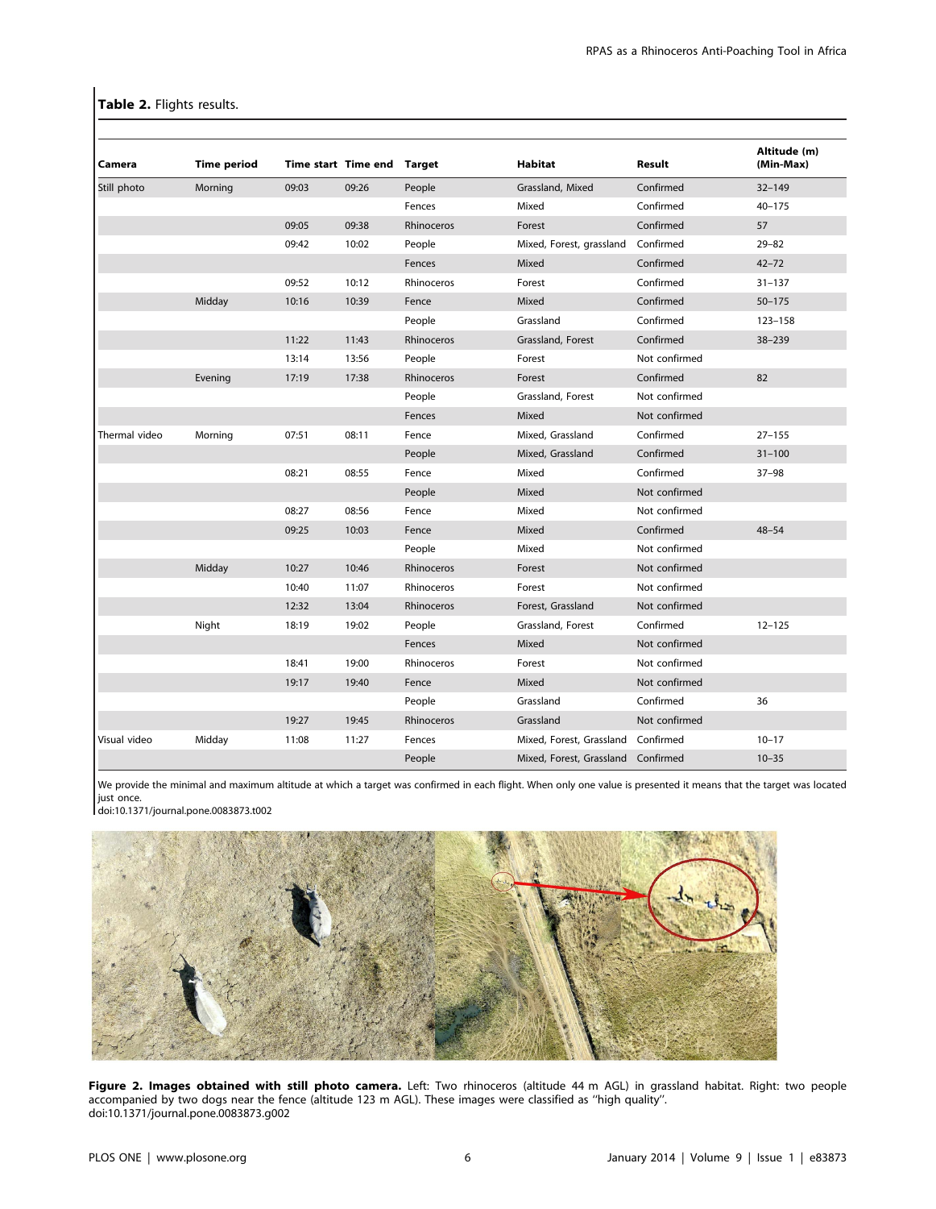**Table 2.** Flights results.

| Camera | Time period | Time start | Time end | Target | Habitat | Result | Altitude (m) (Min-Max) |
|---|---|---|---|---|---|---|---|
| Still photo | Morning | 09:03 | 09:26 | People | Grassland, Mixed | Confirmed | 32–149 |
| | | | | Fences | Mixed | Confirmed | 40–175 |
| | | 09:05 | 09:38 | Rhinoceros | Forest | Confirmed | 57 |
| | | 09:42 | 10:02 | People | Mixed, Forest, grassland | Confirmed | 29–82 |
| | | | | Fences | Mixed | Confirmed | 42–72 |
| | | 09:52 | 10:12 | Rhinoceros | Forest | Confirmed | 31–137 |
| | Midday | 10:16 | 10:39 | Fence | Mixed | Confirmed | 50–175 |
| | | | | People | Grassland | Confirmed | 123–158 |
| | | 11:22 | 11:43 | Rhinoceros | Grassland, Forest | Confirmed | 38–239 |
| | | 13:14 | 13:56 | People | Forest | Not confirmed | |
| | Evening | 17:19 | 17:38 | Rhinoceros | Forest | Confirmed | 82 |
| | | | | People | Grassland, Forest | Not confirmed | |
| | | | | Fences | Mixed | Not confirmed | |
| Thermal video | Morning | 07:51 | 08:11 | Fence | Mixed, Grassland | Confirmed | 27–155 |
| | | | | People | Mixed, Grassland | Confirmed | 31–100 |
| | | 08:21 | 08:55 | Fence | Mixed | Confirmed | 37–98 |
| | | | | People | Mixed | Not confirmed | |
| | | 08:27 | 08:56 | Fence | Mixed | Not confirmed | |
| | | 09:25 | 10:03 | Fence | Mixed | Confirmed | 48–54 |
| | | | | People | Mixed | Not confirmed | |
| | Midday | 10:27 | 10:46 | Rhinoceros | Forest | Not confirmed | |
| | | 10:40 | 11:07 | Rhinoceros | Forest | Not confirmed | |
| | | 12:32 | 13:04 | Rhinoceros | Forest, Grassland | Not confirmed | |
| | Night | 18:19 | 19:02 | People | Grassland, Forest | Confirmed | 12–125 |
| | | | | Fences | Mixed | Not confirmed | |
| | | 18:41 | 19:00 | Rhinoceros | Forest | Not confirmed | |
| | | 19:17 | 19:40 | Fence | Mixed | Not confirmed | |
| | | | | People | Grassland | Confirmed | 36 |
| | | 19:27 | 19:45 | Rhinoceros | Grassland | Not confirmed | |
| Visual video | Midday | 11:08 | 11:27 | Fences | Mixed, Forest, Grassland | Confirmed | 10–17 |
| | | | | People | Mixed, Forest, Grassland | Confirmed | 10–35 |

We provide the minimal and maximum altitude at which a target was confirmed in each flight. When only one value is presented it means that the target was located just once.
doi:10.1371/journal.pone.0083873.t002

**Figure 2. Images obtained with still photo camera.** Left: Two rhinoceros (altitude 44 m AGL) in grassland habitat. Right: two people accompanied by two dogs near the fence (altitude 123 m AGL). These images were classified as ''high quality''.
doi:10.1371/journal.pone.0083873.g002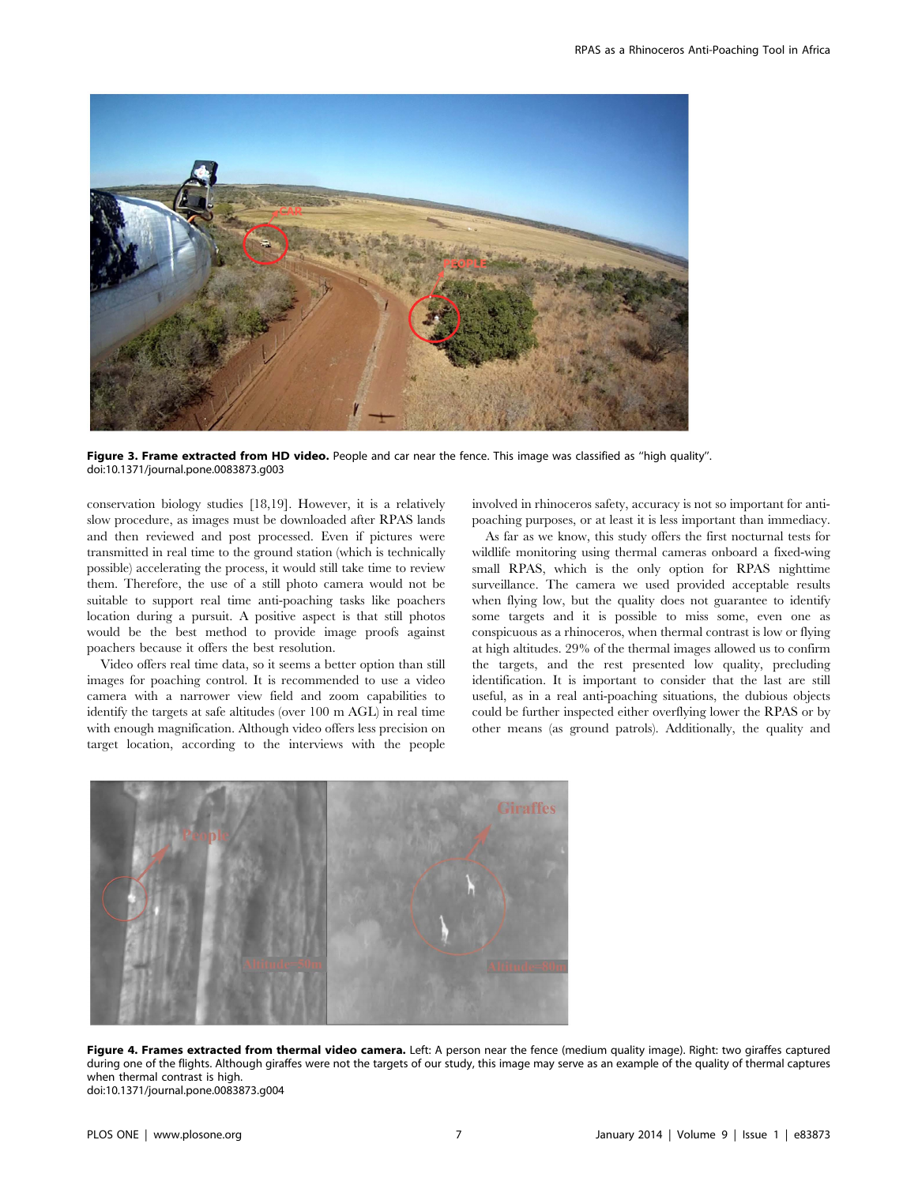Figure 3. **Frame extracted from HD video.** People and car near the fence. This image was classified as "high quality".
doi:10.1371/journal.pone.0083873.g003

conservation biology studies [18,19]. However, it is a relatively slow procedure, as images must be downloaded after RPAS lands and then reviewed and post processed. Even if pictures were transmitted in real time to the ground station (which is technically possible) accelerating the process, it would still take time to review them. Therefore, the use of a still photo camera would not be suitable to support real time anti-poaching tasks like poachers location during a pursuit. A positive aspect is that still photos would be the best method to provide image proofs against poachers because it offers the best resolution.

Video offers real time data, so it seems a better option than still images for poaching control. It is recommended to use a video camera with a narrower view field and zoom capabilities to identify the targets at safe altitudes (over 100 m AGL) in real time with enough magnification. Although video offers less precision on target location, according to the interviews with the people involved in rhinoceros safety, accuracy is not so important for anti-poaching purposes, or at least it is less important than immediacy.

As far as we know, this study offers the first nocturnal tests for wildlife monitoring using thermal cameras onboard a fixed-wing small RPAS, which is the only option for RPAS nighttime surveillance. The camera we used provided acceptable results when flying low, but the quality does not guarantee to identify some targets and it is possible to miss some, even one as conspicuous as a rhinoceros, when thermal contrast is low or flying at high altitudes. 29% of the thermal images allowed us to confirm the targets, and the rest presented low quality, precluding identification. It is important to consider that the last are still useful, as in a real anti-poaching situations, the dubious objects could be further inspected either overflying lower the RPAS or by other means (as ground patrols). Additionally, the quality and

**Figure 4. Frames extracted from thermal video camera.** Left: A person near the fence (medium quality image). Right: two giraffes captured during one of the flights. Although giraffes were not the targets of our study, this image may serve as an example of the quality of thermal captures when thermal contrast is high.
doi:10.1371/journal.pone.0083873.g004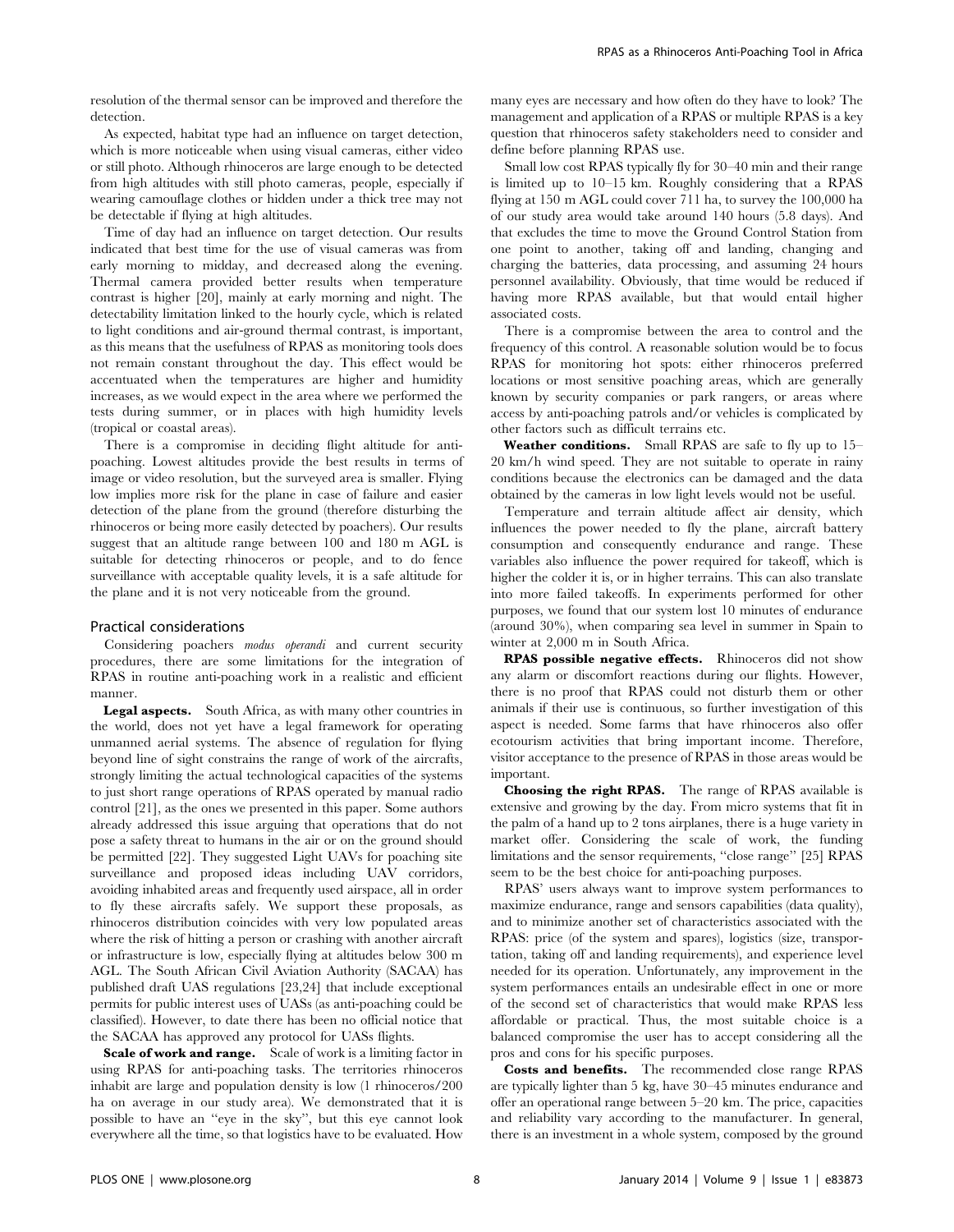resolution of the thermal sensor can be improved and therefore the detection.

As expected, habitat type had an influence on target detection, which is more noticeable when using visual cameras, either video or still photo. Although rhinoceros are large enough to be detected from high altitudes with still photo cameras, people, especially if wearing camouflage clothes or hidden under a thick tree may not be detectable if flying at high altitudes.

Time of day had an influence on target detection. Our results indicated that best time for the use of visual cameras was from early morning to midday, and decreased along the evening. Thermal camera provided better results when temperature contrast is higher [20], mainly at early morning and night. The detectability limitation linked to the hourly cycle, which is related to light conditions and air-ground thermal contrast, is important, as this means that the usefulness of RPAS as monitoring tools does not remain constant throughout the day. This effect would be accentuated when the temperatures are higher and humidity increases, as we would expect in the area where we performed the tests during summer, or in places with high humidity levels (tropical or coastal areas).

There is a compromise in deciding flight altitude for anti-poaching. Lowest altitudes provide the best results in terms of image or video resolution, but the surveyed area is smaller. Flying low implies more risk for the plane in case of failure and easier detection of the plane from the ground (therefore disturbing the rhinoceros or being more easily detected by poachers). Our results suggest that an altitude range between 100 and 180 m AGL is suitable for detecting rhinoceros or people, and to do fence surveillance with acceptable quality levels, it is a safe altitude for the plane and it is not very noticeable from the ground.

### Practical considerations

Considering poachers *modus operandi* and current security procedures, there are some limitations for the integration of RPAS in routine anti-poaching work in a realistic and efficient manner.

**Legal aspects.** South Africa, as with many other countries in the world, does not yet have a legal framework for operating unmanned aerial systems. The absence of regulation for flying beyond line of sight constrains the range of work of the aircrafts, strongly limiting the actual technological capacities of the systems to just short range operations of RPAS operated by manual radio control [21], as the ones we presented in this paper. Some authors already addressed this issue arguing that operations that do not pose a safety threat to humans in the air or on the ground should be permitted [22]. They suggested Light UAVs for poaching site surveillance and proposed ideas including UAV corridors, avoiding inhabited areas and frequently used airspace, all in order to fly these aircrafts safely. We support these proposals, as rhinoceros distribution coincides with very low populated areas where the risk of hitting a person or crashing with another aircraft or infrastructure is low, especially flying at altitudes below 300 m AGL. The South African Civil Aviation Authority (SACAA) has published draft UAS regulations [23,24] that include exceptional permits for public interest uses of UASs (as anti-poaching could be classified). However, to date there has been no official notice that the SACAA has approved any protocol for UASs flights.

**Scale of work and range.** Scale of work is a limiting factor in using RPAS for anti-poaching tasks. The territories rhinoceros inhabit are large and population density is low (1 rhinoceros/200 ha on average in our study area). We demonstrated that it is possible to have an "eye in the sky", but this eye cannot look everywhere all the time, so that logistics have to be evaluated. How many eyes are necessary and how often do they have to look? The management and application of a RPAS or multiple RPAS is a key question that rhinoceros safety stakeholders need to consider and define before planning RPAS use.

Small low cost RPAS typically fly for 30–40 min and their range is limited up to 10–15 km. Roughly considering that a RPAS flying at 150 m AGL could cover 711 ha, to survey the 100,000 ha of our study area would take around 140 hours (5.8 days). And that excludes the time to move the Ground Control Station from one point to another, taking off and landing, changing and charging the batteries, data processing, and assuming 24 hours personnel availability. Obviously, that time would be reduced if having more RPAS available, but that would entail higher associated costs.

There is a compromise between the area to control and the frequency of this control. A reasonable solution would be to focus RPAS for monitoring hot spots: either rhinoceros preferred locations or most sensitive poaching areas, which are generally known by security companies or park rangers, or areas where access by anti-poaching patrols and/or vehicles is complicated by other factors such as difficult terrains etc.

**Weather conditions.** Small RPAS are safe to fly up to 15–20 km/h wind speed. They are not suitable to operate in rainy conditions because the electronics can be damaged and the data obtained by the cameras in low light levels would not be useful.

Temperature and terrain altitude affect air density, which influences the power needed to fly the plane, aircraft battery consumption and consequently endurance and range. These variables also influence the power required for takeoff, which is higher the colder it is, or in higher terrains. This can also translate into more failed takeoffs. In experiments performed for other purposes, we found that our system lost 10 minutes of endurance (around 30%), when comparing sea level in summer in Spain to winter at 2,000 m in South Africa.

**RPAS possible negative effects.** Rhinoceros did not show any alarm or discomfort reactions during our flights. However, there is no proof that RPAS could not disturb them or other animals if their use is continuous, so further investigation of this aspect is needed. Some farms that have rhinoceros also offer ecotourism activities that bring important income. Therefore, visitor acceptance to the presence of RPAS in those areas would be important.

**Choosing the right RPAS.** The range of RPAS available is extensive and growing by the day. From micro systems that fit in the palm of a hand up to 2 tons airplanes, there is a huge variety in market offer. Considering the scale of work, the funding limitations and the sensor requirements, "close range" [25] RPAS seem to be the best choice for anti-poaching purposes.

RPAS' users always want to improve system performances to maximize endurance, range and sensors capabilities (data quality), and to minimize another set of characteristics associated with the RPAS: price (of the system and spares), logistics (size, transportation, taking off and landing requirements), and experience level needed for its operation. Unfortunately, any improvement in the system performances entails an undesirable effect in one or more of the second set of characteristics that would make RPAS less affordable or practical. Thus, the most suitable choice is a balanced compromise the user has to accept considering all the pros and cons for his specific purposes.

**Costs and benefits.** The recommended close range RPAS are typically lighter than 5 kg, have 30–45 minutes endurance and offer an operational range between 5–20 km. The price, capacities and reliability vary according to the manufacturer. In general, there is an investment in a whole system, composed by the ground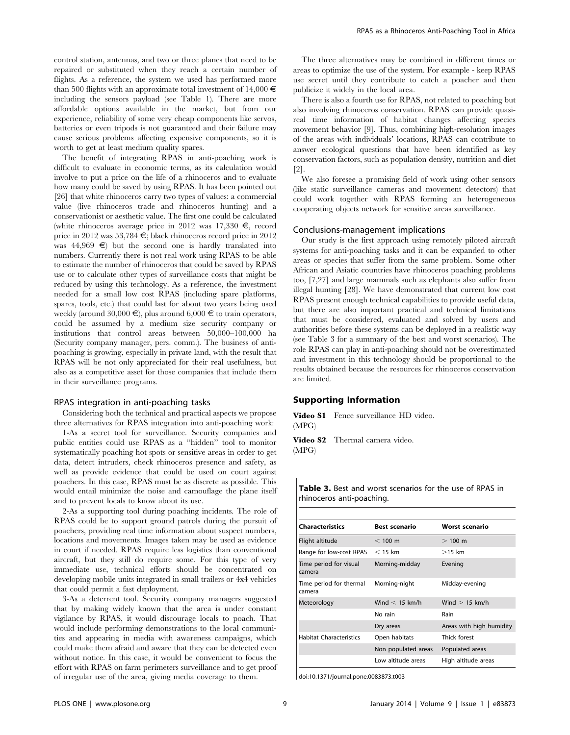control station, antennas, and two or three planes that need to be repaired or substituted when they reach a certain number of flights. As a reference, the system we used has performed more than 500 flights with an approximate total investment of 14,000 € including the sensors payload (see Table 1). There are more affordable options available in the market, but from our experience, reliability of some very cheap components like servos, batteries or even tripods is not guaranteed and their failure may cause serious problems affecting expensive components, so it is worth to get at least medium quality spares.

The benefit of integrating RPAS in anti-poaching work is difficult to evaluate in economic terms, as its calculation would involve to put a price on the life of a rhinoceros and to evaluate how many could be saved by using RPAS. It has been pointed out [26] that white rhinoceros carry two types of values: a commercial value (live rhinoceros trade and rhinoceros hunting) and a conservationist or aesthetic value. The first one could be calculated (white rhinoceros average price in 2012 was 17,330 €, record price in 2012 was 53,784 €; black rhinoceros record price in 2012 was 44,969 €) but the second one is hardly translated into numbers. Currently there is not real work using RPAS to be able to estimate the number of rhinoceros that could be saved by RPAS use or to calculate other types of surveillance costs that might be reduced by using this technology. As a reference, the investment needed for a small low cost RPAS (including spare platforms, spares, tools, etc.) that could last for about two years being used weekly (around 30,000 €), plus around 6,000 € to train operators, could be assumed by a medium size security company or institutions that control areas between 50,000–100,000 ha (Security company manager, pers. comm.). The business of anti-poaching is growing, especially in private land, with the result that RPAS will be not only appreciated for their real usefulness, but also as a competitive asset for those companies that include them in their surveillance programs.

### RPAS integration in anti-poaching tasks

Considering both the technical and practical aspects we propose three alternatives for RPAS integration into anti-poaching work:

1-As a secret tool for surveillance. Security companies and public entities could use RPAS as a "hidden" tool to monitor systematically poaching hot spots or sensitive areas in order to get data, detect intruders, check rhinoceros presence and safety, as well as provide evidence that could be used on court against poachers. In this case, RPAS must be as discrete as possible. This would entail minimize the noise and camouflage the plane itself and to prevent locals to know about its use.

2-As a supporting tool during poaching incidents. The role of RPAS could be to support ground patrols during the pursuit of poachers, providing real time information about suspect numbers, locations and movements. Images taken may be used as evidence in court if needed. RPAS require less logistics than conventional aircraft, but they still do require some. For this type of very immediate use, technical efforts should be concentrated on developing mobile units integrated in small trailers or 4x4 vehicles that could permit a fast deployment.

3-As a deterrent tool. Security company managers suggested that by making widely known that the area is under constant vigilance by RPAS, it would discourage locals to poach. That would include performing demonstrations to the local communities and appearing in media with awareness campaigns, which could make them afraid and aware that they can be detected even without notice. In this case, it would be convenient to focus the effort with RPAS on farm perimeters surveillance and to get proof of irregular use of the area, giving media coverage to them.

The three alternatives may be combined in different times or areas to optimize the use of the system. For example - keep RPAS use secret until they contribute to catch a poacher and then publicize it widely in the local area.

There is also a fourth use for RPAS, not related to poaching but also involving rhinoceros conservation. RPAS can provide quasi-real time information of habitat changes affecting species movement behavior [9]. Thus, combining high-resolution images of the areas with individuals' locations, RPAS can contribute to answer ecological questions that have been identified as key conservation factors, such as population density, nutrition and diet [2].

We also foresee a promising field of work using other sensors (like static surveillance cameras and movement detectors) that could work together with RPAS forming an heterogeneous cooperating objects network for sensitive areas surveillance.

### Conclusions-management implications

Our study is the first approach using remotely piloted aircraft systems for anti-poaching tasks and it can be expanded to other areas or species that suffer from the same problem. Some other African and Asiatic countries have rhinoceros poaching problems too, [7,27] and large mammals such as elephants also suffer from illegal hunting [28]. We have demonstrated that current low cost RPAS present enough technical capabilities to provide useful data, but there are also important practical and technical limitations that must be considered, evaluated and solved by users and authorities before these systems can be deployed in a realistic way (see Table 3 for a summary of the best and worst scenarios). The role RPAS can play in anti-poaching should not be overestimated and investment in this technology should be proportional to the results obtained because the resources for rhinoceros conservation are limited.

## Supporting Information

**Video S1** Fence surveillance HD video.
(MPG)

**Video S2** Thermal camera video.
(MPG)

**Table 3.** Best and worst scenarios for the use of RPAS in rhinoceros anti-poaching.

| Characteristics | Best scenario | Worst scenario |
|---|---|---|
| Flight altitude | $< 100$ m | $> 100$ m |
| Range for low-cost RPAS | $< 15$ km | $>15$ km |
| Time period for visual camera | Morning-midday | Evening |
| Time period for thermal camera | Morning-night | Midday-evening |
| Meteorology | Wind $< 15$ km/h | Wind $> 15$ km/h |
| | No rain | Rain |
| | Dry areas | Areas with high humidity |
| Habitat Characteristics | Open habitats | Thick forest |
| | Non populated areas | Populated areas |
| | Low altitude areas | High altitude areas |

doi:10.1371/journal.pone.0083873.t003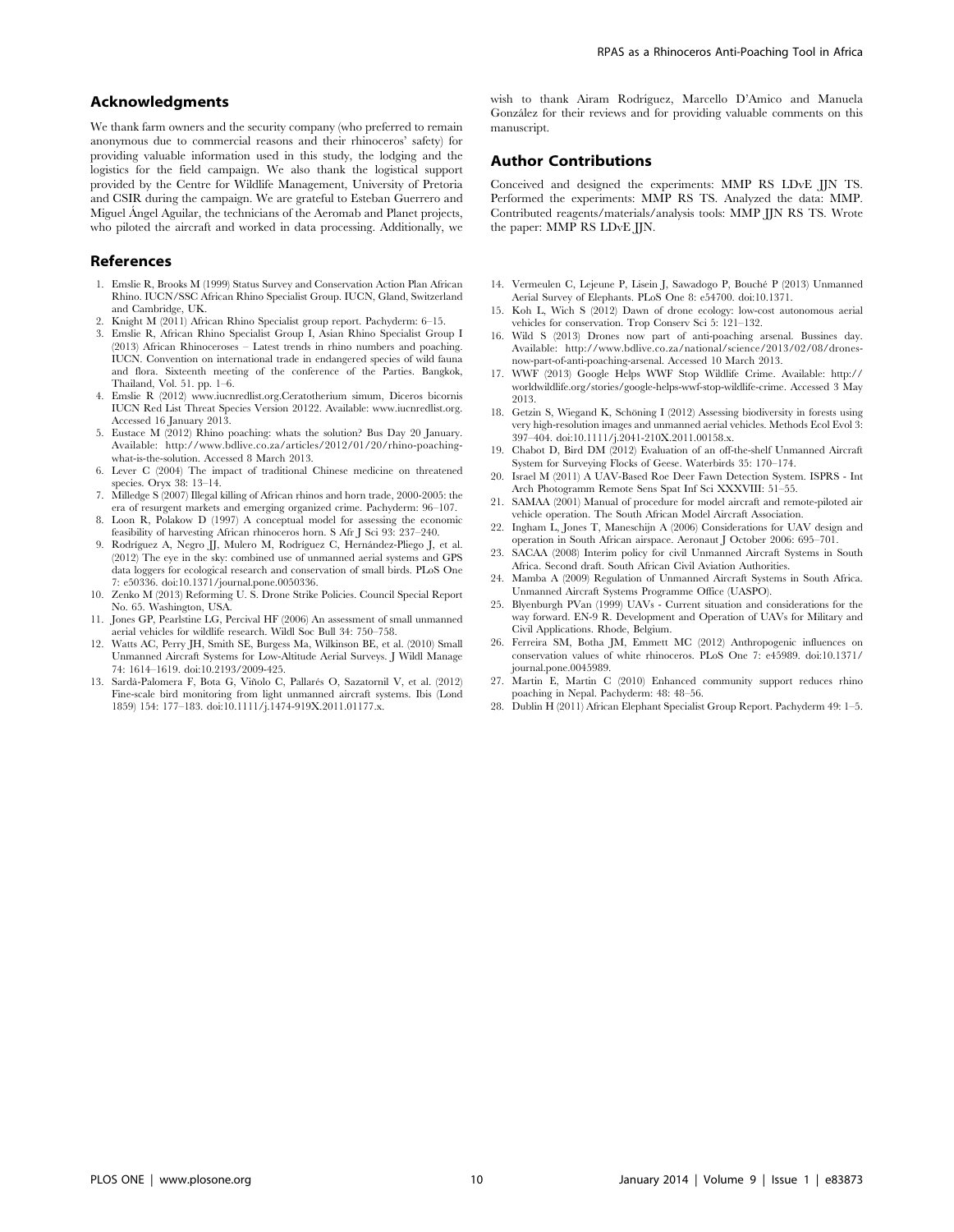## Acknowledgments

We thank farm owners and the security company (who preferred to remain anonymous due to commercial reasons and their rhinoceros' safety) for providing valuable information used in this study, the lodging and the logistics for the field campaign. We also thank the logistical support provided by the Centre for Wildlife Management, University of Pretoria and CSIR during the campaign. We are grateful to Esteban Guerrero and Miguel Ángel Aguilar, the technicians of the Aeromab and Planet projects, who piloted the aircraft and worked in data processing. Additionally, we wish to thank Airam Rodríguez, Marcello D'Amico and Manuela González for their reviews and for providing valuable comments on this manuscript.

## Author Contributions

Conceived and designed the experiments: MMP RS LDvE JJN TS. Performed the experiments: MMP RS TS. Analyzed the data: MMP. Contributed reagents/materials/analysis tools: MMP JJN RS TS. Wrote the paper: MMP RS LDvE JJN.

## References

1. Emslie R, Brooks M (1999) Status Survey and Conservation Action Plan African Rhino. IUCN/SSC African Rhino Specialist Group. IUCN, Gland, Switzerland and Cambridge, UK.
2. Knight M (2011) African Rhino Specialist group report. Pachyderm: 6–15.
3. Emslie R, African Rhino Specialist Group I, Asian Rhino Specialist Group I (2013) African Rhinoceroses – Latest trends in rhino numbers and poaching. IUCN. Convention on international trade in endangered species of wild fauna and flora. Sixteenth meeting of the conference of the Parties. Bangkok, Thailand, Vol. 51. pp. 1–6.
4. Emslie R (2012) www.iucnredlist.org.Ceratotherium simum, Diceros bicornis IUCN Red List Threat Species Version 20122. Available: www.iucnredlist.org. Accessed 16 January 2013.
5. Eustace M (2012) Rhino poaching: whats the solution? Bus Day 20 January. Available: http://www.bdlive.co.za/articles/2012/01/20/rhino-poaching-what-is-the-solution. Accessed 8 March 2013.
6. Lever C (2004) The impact of traditional Chinese medicine on threatened species. Oryx 38: 13–14.
7. Milledge S (2007) Illegal killing of African rhinos and horn trade, 2000-2005: the era of resurgent markets and emerging organized crime. Pachyderm: 96–107.
8. Loon R, Polakow D (1997) A conceptual model for assessing the economic feasibility of harvesting African rhinoceros horn. S Afr J Sci 93: 237–240.
9. Rodríguez A, Negro JJ, Mulero M, Rodríguez C, Hernández-Pliego J, et al. (2012) The eye in the sky: combined use of unmanned aerial systems and GPS data loggers for ecological research and conservation of small birds. PLoS One 7: e50336. doi:10.1371/journal.pone.0050336.
10. Zenko M (2013) Reforming U. S. Drone Strike Policies. Council Special Report No. 65. Washington, USA.
11. Jones GP, Pearlstine LG, Percival HF (2006) An assessment of small unmanned aerial vehicles for wildlife research. Wildl Soc Bull 34: 750–758.
12. Watts AC, Perry JH, Smith SE, Burgess Ma, Wilkinson BE, et al. (2010) Small Unmanned Aircraft Systems for Low-Altitude Aerial Surveys. J Wildl Manage 74: 1614–1619. doi:10.2193/2009-425.
13. Sardà-Palomera F, Bota G, Viñolo C, Pallarés O, Sazatornil V, et al. (2012) Fine-scale bird monitoring from light unmanned aircraft systems. Ibis (Lond 1859) 154: 177–183. doi:10.1111/j.1474-919X.2011.01177.x.
14. Vermeulen C, Lejeune P, Lisein J, Sawadogo P, Bouché P (2013) Unmanned Aerial Survey of Elephants. PLoS One 8: e54700. doi:10.1371.
15. Koh L, Wich S (2012) Dawn of drone ecology: low-cost autonomous aerial vehicles for conservation. Trop Conserv Sci 5: 121–132.
16. Wild S (2013) Drones now part of anti-poaching arsenal. Bussines day. Available: http://www.bdlive.co.za/national/science/2013/02/08/drones-now-part-of-anti-poaching-arsenal. Accessed 10 March 2013.
17. WWF (2013) Google Helps WWF Stop Wildlife Crime. Available: http://worldwildlife.org/stories/google-helps-wwf-stop-wildlife-crime. Accessed 3 May 2013.
18. Getzin S, Wiegand K, Schöning I (2012) Assessing biodiversity in forests using very high-resolution images and unmanned aerial vehicles. Methods Ecol Evol 3: 397–404. doi:10.1111/j.2041-210X.2011.00158.x.
19. Chabot D, Bird DM (2012) Evaluation of an off-the-shelf Unmanned Aircraft System for Surveying Flocks of Geese. Waterbirds 35: 170–174.
20. Israel M (2011) A UAV-Based Roe Deer Fawn Detection System. ISPRS - Int Arch Photogramm Remote Sens Spat Inf Sci XXXVIII: 51–55.
21. SAMAA (2001) Manual of procedure for model aircraft and remote-piloted air vehicle operation. The South African Model Aircraft Association.
22. Ingham L, Jones T, Maneschijn A (2006) Considerations for UAV design and operation in South African airspace. Aeronaut J October 2006: 695–701.
23. SACAA (2008) Interim policy for civil Unmanned Aircraft Systems in South Africa. Second draft. South African Civil Aviation Authorities.
24. Mamba A (2009) Regulation of Unmanned Aircraft Systems in South Africa. Unmanned Aircraft Systems Programme Office (UASPO).
25. Blyenburgh PVan (1999) UAVs - Current situation and considerations for the way forward. EN-9 R. Development and Operation of UAVs for Military and Civil Applications. Rhode, Belgium.
26. Ferreira SM, Botha JM, Emmett MC (2012) Anthropogenic influences on conservation values of white rhinoceros. PLoS One 7: e45989. doi:10.1371/journal.pone.0045989.
27. Martin E, Martin C (2010) Enhanced community support reduces rhino poaching in Nepal. Pachyderm: 48: 48–56.
28. Dublin H (2011) African Elephant Specialist Group Report. Pachyderm 49: 1–5.